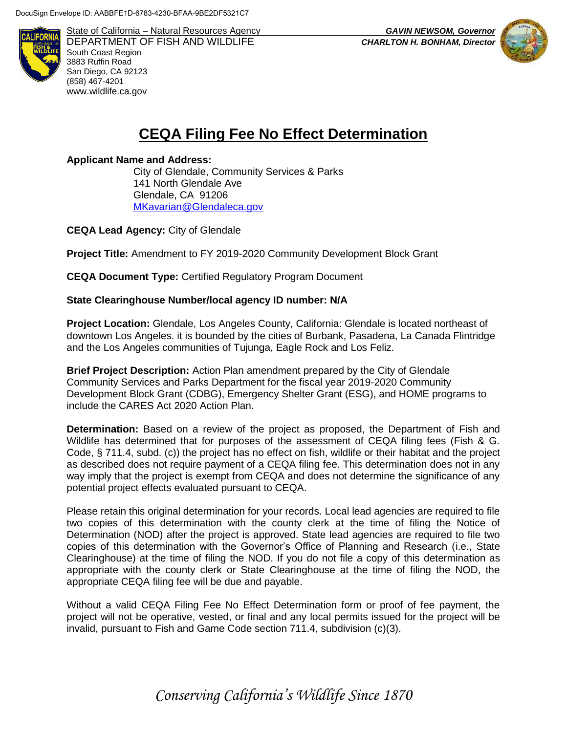DocuSign Envelope ID: AABBFE1D-6783-4230-BFAA-9BE2DF5321C7

State of California – Natural Resources Agency
DEPARTMENT OF FISH AND WILDLIFE
South Coast Region
3883 Ruffin Road
San Diego, CA 92123
(858) 467-4201
www.wildlife.ca.gov

***GAVIN NEWSOM, Governor***
***CHARLTON H. BONHAM, Director***

# CEQA Filing Fee No Effect Determination

**Applicant Name and Address:**

City of Glendale, Community Services & Parks
141 North Glendale Ave
Glendale, CA 91206
MKavarian@Glendaleca.gov

**CEQA Lead Agency:** City of Glendale

**Project Title:** Amendment to FY 2019-2020 Community Development Block Grant

**CEQA Document Type:** Certified Regulatory Program Document

**State Clearinghouse Number/local agency ID number: N/A**

**Project Location:** Glendale, Los Angeles County, California: Glendale is located northeast of downtown Los Angeles. it is bounded by the cities of Burbank, Pasadena, La Canada Flintridge and the Los Angeles communities of Tujunga, Eagle Rock and Los Feliz.

**Brief Project Description:** Action Plan amendment prepared by the City of Glendale Community Services and Parks Department for the fiscal year 2019-2020 Community Development Block Grant (CDBG), Emergency Shelter Grant (ESG), and HOME programs to include the CARES Act 2020 Action Plan.

**Determination:** Based on a review of the project as proposed, the Department of Fish and Wildlife has determined that for purposes of the assessment of CEQA filing fees (Fish & G. Code, § 711.4, subd. (c)) the project has no effect on fish, wildlife or their habitat and the project as described does not require payment of a CEQA filing fee. This determination does not in any way imply that the project is exempt from CEQA and does not determine the significance of any potential project effects evaluated pursuant to CEQA.

Please retain this original determination for your records. Local lead agencies are required to file two copies of this determination with the county clerk at the time of filing the Notice of Determination (NOD) after the project is approved. State lead agencies are required to file two copies of this determination with the Governor's Office of Planning and Research (i.e., State Clearinghouse) at the time of filing the NOD. If you do not file a copy of this determination as appropriate with the county clerk or State Clearinghouse at the time of filing the NOD, the appropriate CEQA filing fee will be due and payable.

Without a valid CEQA Filing Fee No Effect Determination form or proof of fee payment, the project will not be operative, vested, or final and any local permits issued for the project will be invalid, pursuant to Fish and Game Code section 711.4, subdivision (c)(3).

*Conserving California's Wildlife Since 1870*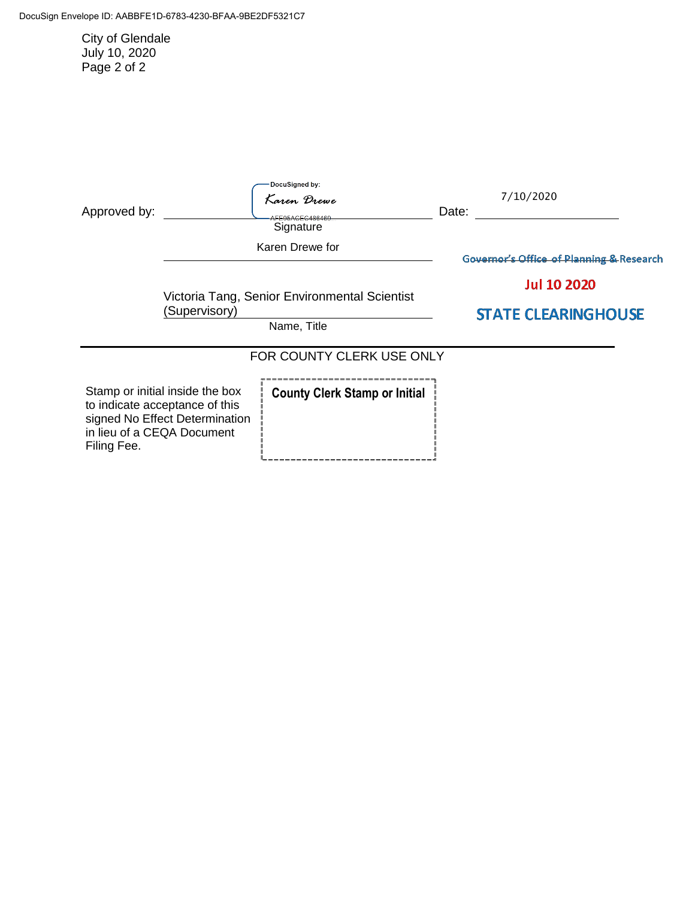City of Glendale
July 10, 2020

Approved by: Karen Drewe (DocuSigned by: Karen Drewe, AFF95ACEC486460)
Signature

Date: 7/10/2020

Karen Drewe for

Victoria Tang, Senior Environmental Scientist (Supervisory)
Name, Title

Governor's Office of Planning & Research

Jul 10 2020

STATE CLEARINGHOUSE

FOR COUNTY CLERK USE ONLY

Stamp or initial inside the box to indicate acceptance of this signed No Effect Determination in lieu of a CEQA Document Filing Fee.

**County Clerk Stamp or Initial**